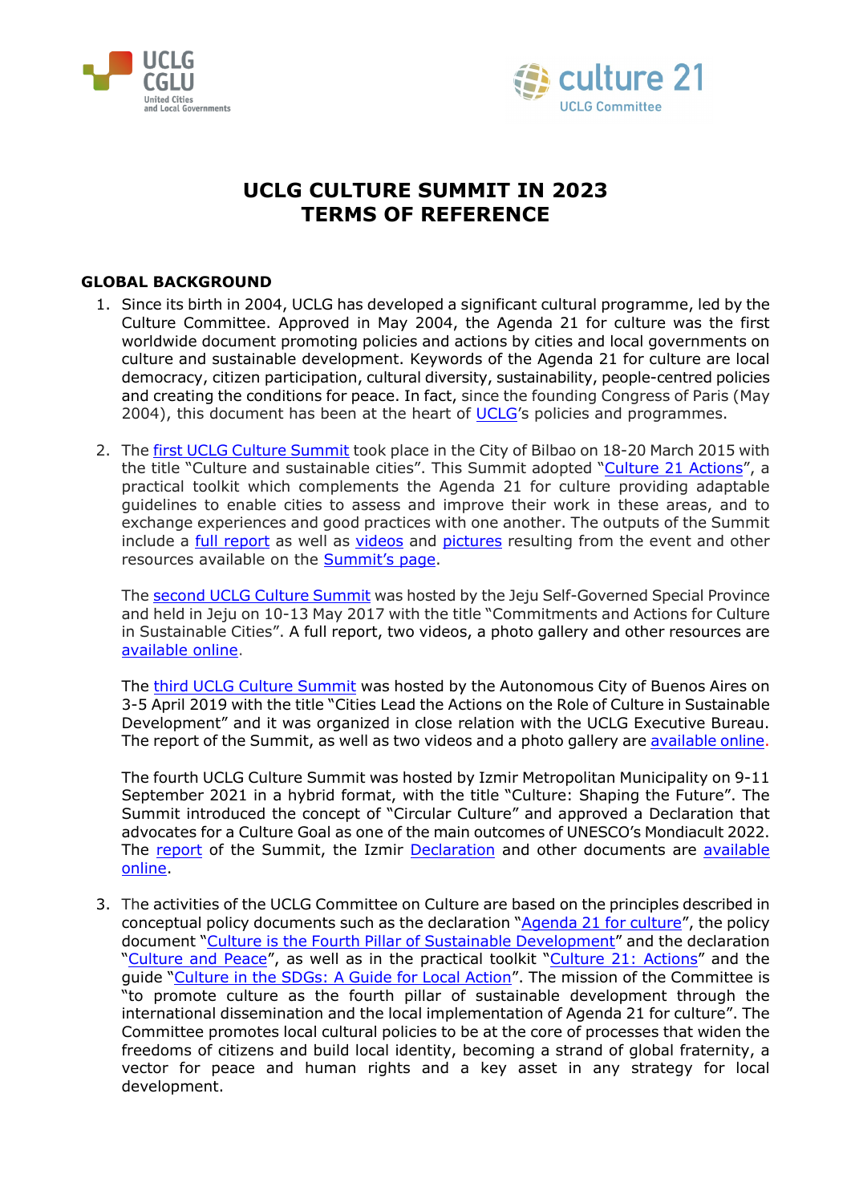# UCLG CULTURE SUMMIT IN 2023
# TERMS OF REFERENCE

## GLOBAL BACKGROUND

1. Since its birth in 2004, UCLG has developed a significant cultural programme, led by the Culture Committee. Approved in May 2004, the Agenda 21 for culture was the first worldwide document promoting policies and actions by cities and local governments on culture and sustainable development. Keywords of the Agenda 21 for culture are local democracy, citizen participation, cultural diversity, sustainability, people-centred policies and creating the conditions for peace. In fact, since the founding Congress of Paris (May 2004), this document has been at the heart of UCLG's policies and programmes.

2. The first UCLG Culture Summit took place in the City of Bilbao on 18-20 March 2015 with the title "Culture and sustainable cities". This Summit adopted "Culture 21 Actions", a practical toolkit which complements the Agenda 21 for culture providing adaptable guidelines to enable cities to assess and improve their work in these areas, and to exchange experiences and good practices with one another. The outputs of the Summit include a full report as well as videos and pictures resulting from the event and other resources available on the Summit's page.

   The second UCLG Culture Summit was hosted by the Jeju Self-Governed Special Province and held in Jeju on 10-13 May 2017 with the title "Commitments and Actions for Culture in Sustainable Cities". A full report, two videos, a photo gallery and other resources are available online.

   The third UCLG Culture Summit was hosted by the Autonomous City of Buenos Aires on 3-5 April 2019 with the title "Cities Lead the Actions on the Role of Culture in Sustainable Development" and it was organized in close relation with the UCLG Executive Bureau. The report of the Summit, as well as two videos and a photo gallery are available online.

   The fourth UCLG Culture Summit was hosted by Izmir Metropolitan Municipality on 9-11 September 2021 in a hybrid format, with the title "Culture: Shaping the Future". The Summit introduced the concept of "Circular Culture" and approved a Declaration that advocates for a Culture Goal as one of the main outcomes of UNESCO's Mondiacult 2022. The report of the Summit, the Izmir Declaration and other documents are available online.

3. The activities of the UCLG Committee on Culture are based on the principles described in conceptual policy documents such as the declaration "Agenda 21 for culture", the policy document "Culture is the Fourth Pillar of Sustainable Development" and the declaration "Culture and Peace", as well as in the practical toolkit "Culture 21: Actions" and the guide "Culture in the SDGs: A Guide for Local Action". The mission of the Committee is "to promote culture as the fourth pillar of sustainable development through the international dissemination and the local implementation of Agenda 21 for culture". The Committee promotes local cultural policies to be at the core of processes that widen the freedoms of citizens and build local identity, becoming a strand of global fraternity, a vector for peace and human rights and a key asset in any strategy for local development.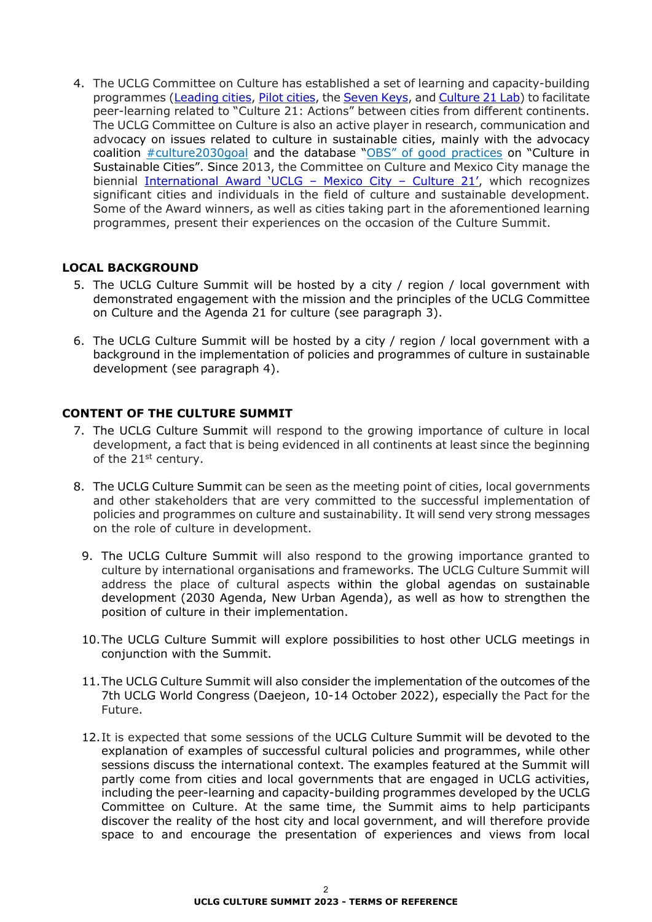4. The UCLG Committee on Culture has established a set of learning and capacity-building programmes (Leading cities, Pilot cities, the Seven Keys, and Culture 21 Lab) to facilitate peer-learning related to "Culture 21: Actions" between cities from different continents. The UCLG Committee on Culture is also an active player in research, communication and advocacy on issues related to culture in sustainable cities, mainly with the advocacy coalition #culture2030goal and the database "OBS" of good practices on "Culture in Sustainable Cities". Since 2013, the Committee on Culture and Mexico City manage the biennial International Award 'UCLG – Mexico City – Culture 21', which recognizes significant cities and individuals in the field of culture and sustainable development. Some of the Award winners, as well as cities taking part in the aforementioned learning programmes, present their experiences on the occasion of the Culture Summit.

## LOCAL BACKGROUND

5. The UCLG Culture Summit will be hosted by a city / region / local government with demonstrated engagement with the mission and the principles of the UCLG Committee on Culture and the Agenda 21 for culture (see paragraph 3).

6. The UCLG Culture Summit will be hosted by a city / region / local government with a background in the implementation of policies and programmes of culture in sustainable development (see paragraph 4).

## CONTENT OF THE CULTURE SUMMIT

7. The UCLG Culture Summit will respond to the growing importance of culture in local development, a fact that is being evidenced in all continents at least since the beginning of the 21st century.

8. The UCLG Culture Summit can be seen as the meeting point of cities, local governments and other stakeholders that are very committed to the successful implementation of policies and programmes on culture and sustainability. It will send very strong messages on the role of culture in development.

9. The UCLG Culture Summit will also respond to the growing importance granted to culture by international organisations and frameworks. The UCLG Culture Summit will address the place of cultural aspects within the global agendas on sustainable development (2030 Agenda, New Urban Agenda), as well as how to strengthen the position of culture in their implementation.

10. The UCLG Culture Summit will explore possibilities to host other UCLG meetings in conjunction with the Summit.

11. The UCLG Culture Summit will also consider the implementation of the outcomes of the 7th UCLG World Congress (Daejeon, 10-14 October 2022), especially the Pact for the Future.

12. It is expected that some sessions of the UCLG Culture Summit will be devoted to the explanation of examples of successful cultural policies and programmes, while other sessions discuss the international context. The examples featured at the Summit will partly come from cities and local governments that are engaged in UCLG activities, including the peer-learning and capacity-building programmes developed by the UCLG Committee on Culture. At the same time, the Summit aims to help participants discover the reality of the host city and local government, and will therefore provide space to and encourage the presentation of experiences and views from local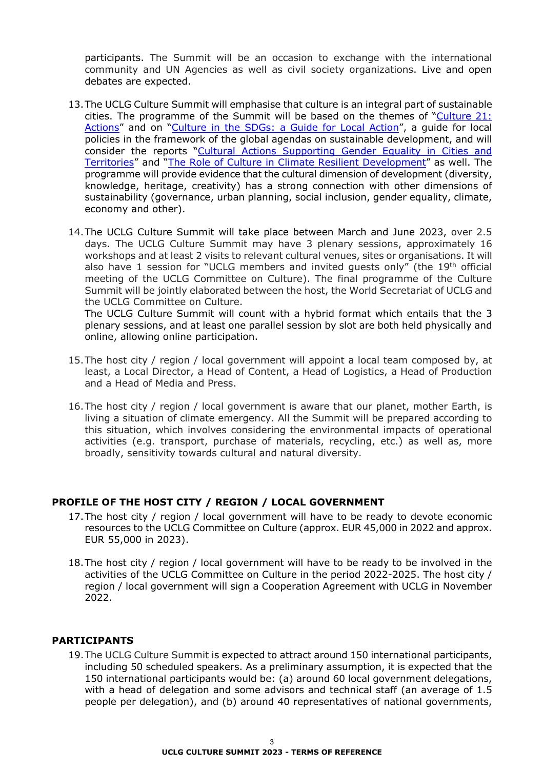participants. The Summit will be an occasion to exchange with the international community and UN Agencies as well as civil society organizations. Live and open debates are expected.

13. The UCLG Culture Summit will emphasise that culture is an integral part of sustainable cities. The programme of the Summit will be based on the themes of "Culture 21: Actions" and on "Culture in the SDGs: a Guide for Local Action", a guide for local policies in the framework of the global agendas on sustainable development, and will consider the reports "Cultural Actions Supporting Gender Equality in Cities and Territories" and "The Role of Culture in Climate Resilient Development" as well. The programme will provide evidence that the cultural dimension of development (diversity, knowledge, heritage, creativity) has a strong connection with other dimensions of sustainability (governance, urban planning, social inclusion, gender equality, climate, economy and other).

14. The UCLG Culture Summit will take place between March and June 2023, over 2.5 days. The UCLG Culture Summit may have 3 plenary sessions, approximately 16 workshops and at least 2 visits to relevant cultural venues, sites or organisations. It will also have 1 session for "UCLG members and invited guests only" (the 19th official meeting of the UCLG Committee on Culture). The final programme of the Culture Summit will be jointly elaborated between the host, the World Secretariat of UCLG and the UCLG Committee on Culture.
The UCLG Culture Summit will count with a hybrid format which entails that the 3 plenary sessions, and at least one parallel session by slot are both held physically and online, allowing online participation.

15. The host city / region / local government will appoint a local team composed by, at least, a Local Director, a Head of Content, a Head of Logistics, a Head of Production and a Head of Media and Press.

16. The host city / region / local government is aware that our planet, mother Earth, is living a situation of climate emergency. All the Summit will be prepared according to this situation, which involves considering the environmental impacts of operational activities (e.g. transport, purchase of materials, recycling, etc.) as well as, more broadly, sensitivity towards cultural and natural diversity.

## PROFILE OF THE HOST CITY / REGION / LOCAL GOVERNMENT

17. The host city / region / local government will have to be ready to devote economic resources to the UCLG Committee on Culture (approx. EUR 45,000 in 2022 and approx. EUR 55,000 in 2023).

18. The host city / region / local government will have to be ready to be involved in the activities of the UCLG Committee on Culture in the period 2022-2025. The host city / region / local government will sign a Cooperation Agreement with UCLG in November 2022.

## PARTICIPANTS

19. The UCLG Culture Summit is expected to attract around 150 international participants, including 50 scheduled speakers. As a preliminary assumption, it is expected that the 150 international participants would be: (a) around 60 local government delegations, with a head of delegation and some advisors and technical staff (an average of 1.5 people per delegation), and (b) around 40 representatives of national governments,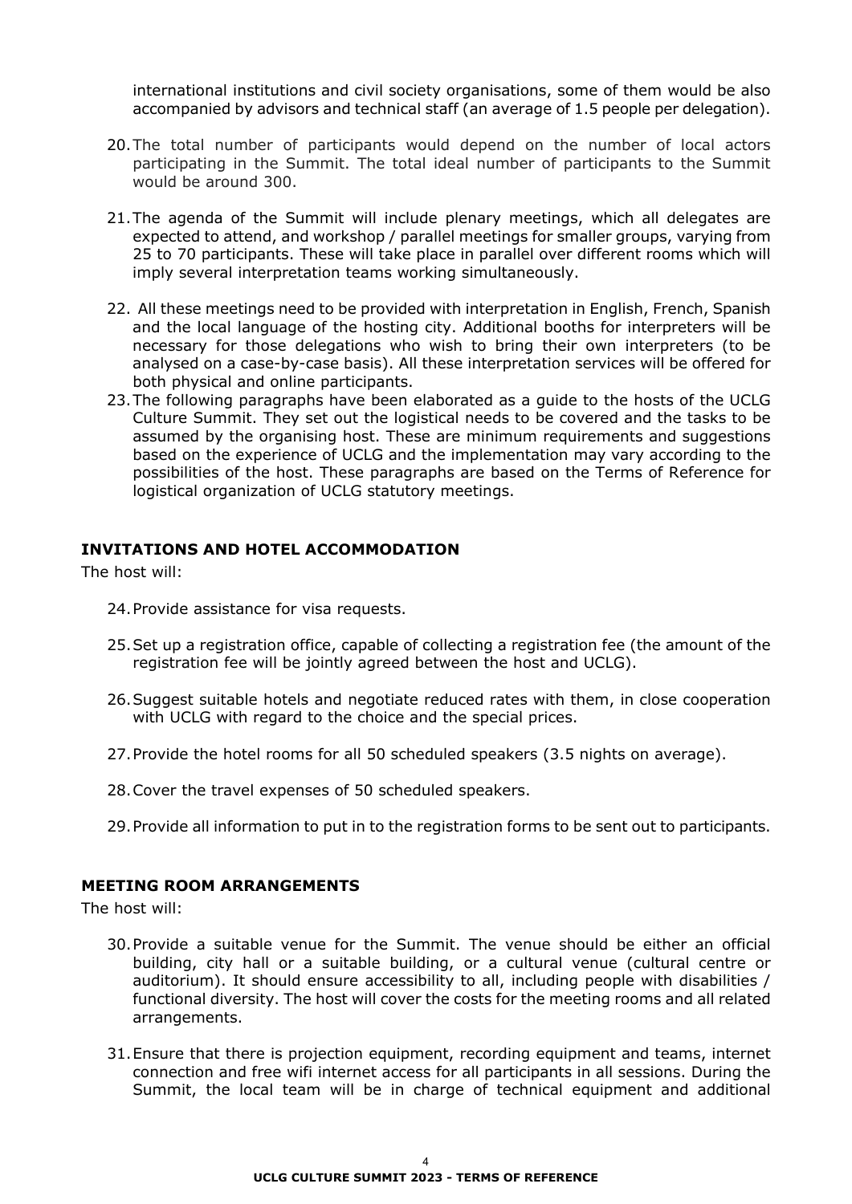international institutions and civil society organisations, some of them would be also accompanied by advisors and technical staff (an average of 1.5 people per delegation).

20. The total number of participants would depend on the number of local actors participating in the Summit. The total ideal number of participants to the Summit would be around 300.

21. The agenda of the Summit will include plenary meetings, which all delegates are expected to attend, and workshop / parallel meetings for smaller groups, varying from 25 to 70 participants. These will take place in parallel over different rooms which will imply several interpretation teams working simultaneously.

22. All these meetings need to be provided with interpretation in English, French, Spanish and the local language of the hosting city. Additional booths for interpreters will be necessary for those delegations who wish to bring their own interpreters (to be analysed on a case-by-case basis). All these interpretation services will be offered for both physical and online participants.

23. The following paragraphs have been elaborated as a guide to the hosts of the UCLG Culture Summit. They set out the logistical needs to be covered and the tasks to be assumed by the organising host. These are minimum requirements and suggestions based on the experience of UCLG and the implementation may vary according to the possibilities of the host. These paragraphs are based on the Terms of Reference for logistical organization of UCLG statutory meetings.

## INVITATIONS AND HOTEL ACCOMMODATION

The host will:

24. Provide assistance for visa requests.

25. Set up a registration office, capable of collecting a registration fee (the amount of the registration fee will be jointly agreed between the host and UCLG).

26. Suggest suitable hotels and negotiate reduced rates with them, in close cooperation with UCLG with regard to the choice and the special prices.

27. Provide the hotel rooms for all 50 scheduled speakers (3.5 nights on average).

28. Cover the travel expenses of 50 scheduled speakers.

29. Provide all information to put in to the registration forms to be sent out to participants.

## MEETING ROOM ARRANGEMENTS

The host will:

30. Provide a suitable venue for the Summit. The venue should be either an official building, city hall or a suitable building, or a cultural venue (cultural centre or auditorium). It should ensure accessibility to all, including people with disabilities / functional diversity. The host will cover the costs for the meeting rooms and all related arrangements.

31. Ensure that there is projection equipment, recording equipment and teams, internet connection and free wifi internet access for all participants in all sessions. During the Summit, the local team will be in charge of technical equipment and additional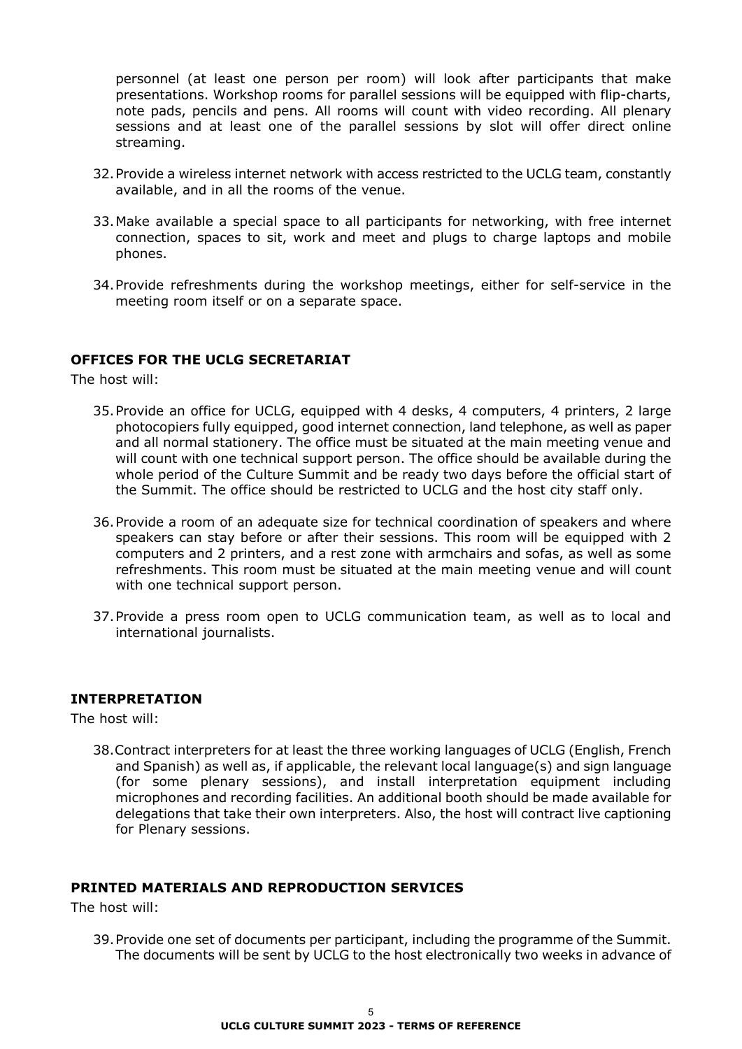personnel (at least one person per room) will look after participants that make presentations. Workshop rooms for parallel sessions will be equipped with flip-charts, note pads, pencils and pens. All rooms will count with video recording. All plenary sessions and at least one of the parallel sessions by slot will offer direct online streaming.

32. Provide a wireless internet network with access restricted to the UCLG team, constantly available, and in all the rooms of the venue.

33. Make available a special space to all participants for networking, with free internet connection, spaces to sit, work and meet and plugs to charge laptops and mobile phones.

34. Provide refreshments during the workshop meetings, either for self-service in the meeting room itself or on a separate space.

## OFFICES FOR THE UCLG SECRETARIAT

The host will:

35. Provide an office for UCLG, equipped with 4 desks, 4 computers, 4 printers, 2 large photocopiers fully equipped, good internet connection, land telephone, as well as paper and all normal stationery. The office must be situated at the main meeting venue and will count with one technical support person. The office should be available during the whole period of the Culture Summit and be ready two days before the official start of the Summit. The office should be restricted to UCLG and the host city staff only.

36. Provide a room of an adequate size for technical coordination of speakers and where speakers can stay before or after their sessions. This room will be equipped with 2 computers and 2 printers, and a rest zone with armchairs and sofas, as well as some refreshments. This room must be situated at the main meeting venue and will count with one technical support person.

37. Provide a press room open to UCLG communication team, as well as to local and international journalists.

## INTERPRETATION

The host will:

38. Contract interpreters for at least the three working languages of UCLG (English, French and Spanish) as well as, if applicable, the relevant local language(s) and sign language (for some plenary sessions), and install interpretation equipment including microphones and recording facilities. An additional booth should be made available for delegations that take their own interpreters. Also, the host will contract live captioning for Plenary sessions.

## PRINTED MATERIALS AND REPRODUCTION SERVICES

The host will:

39. Provide one set of documents per participant, including the programme of the Summit. The documents will be sent by UCLG to the host electronically two weeks in advance of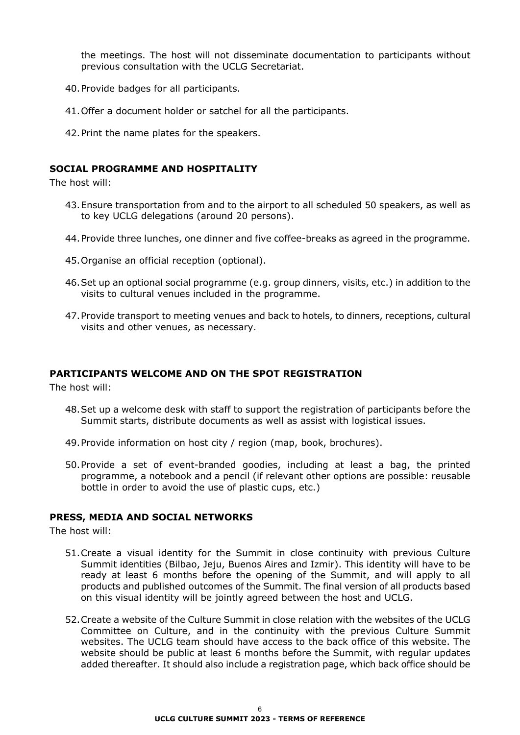the meetings. The host will not disseminate documentation to participants without previous consultation with the UCLG Secretariat.

40. Provide badges for all participants.

41. Offer a document holder or satchel for all the participants.

42. Print the name plates for the speakers.

### SOCIAL PROGRAMME AND HOSPITALITY

The host will:

43. Ensure transportation from and to the airport to all scheduled 50 speakers, as well as to key UCLG delegations (around 20 persons).

44. Provide three lunches, one dinner and five coffee-breaks as agreed in the programme.

45. Organise an official reception (optional).

46. Set up an optional social programme (e.g. group dinners, visits, etc.) in addition to the visits to cultural venues included in the programme.

47. Provide transport to meeting venues and back to hotels, to dinners, receptions, cultural visits and other venues, as necessary.

### PARTICIPANTS WELCOME AND ON THE SPOT REGISTRATION

The host will:

48. Set up a welcome desk with staff to support the registration of participants before the Summit starts, distribute documents as well as assist with logistical issues.

49. Provide information on host city / region (map, book, brochures).

50. Provide a set of event-branded goodies, including at least a bag, the printed programme, a notebook and a pencil (if relevant other options are possible: reusable bottle in order to avoid the use of plastic cups, etc.)

### PRESS, MEDIA AND SOCIAL NETWORKS

The host will:

51. Create a visual identity for the Summit in close continuity with previous Culture Summit identities (Bilbao, Jeju, Buenos Aires and Izmir). This identity will have to be ready at least 6 months before the opening of the Summit, and will apply to all products and published outcomes of the Summit. The final version of all products based on this visual identity will be jointly agreed between the host and UCLG.

52. Create a website of the Culture Summit in close relation with the websites of the UCLG Committee on Culture, and in the continuity with the previous Culture Summit websites. The UCLG team should have access to the back office of this website. The website should be public at least 6 months before the Summit, with regular updates added thereafter. It should also include a registration page, which back office should be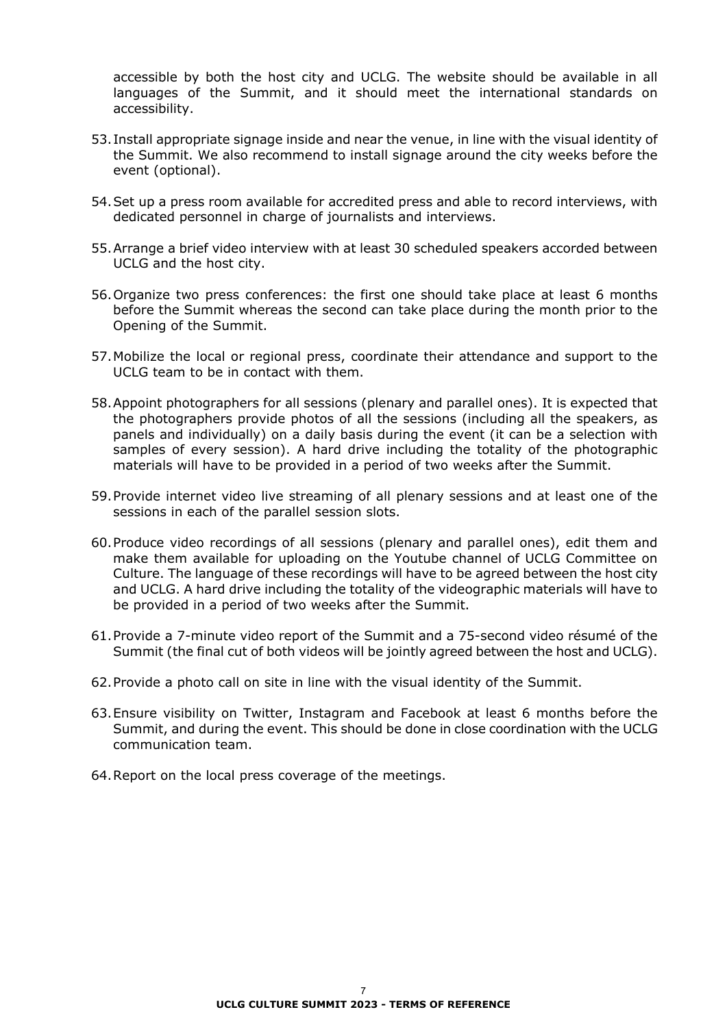accessible by both the host city and UCLG. The website should be available in all languages of the Summit, and it should meet the international standards on accessibility.

53. Install appropriate signage inside and near the venue, in line with the visual identity of the Summit. We also recommend to install signage around the city weeks before the event (optional).

54. Set up a press room available for accredited press and able to record interviews, with dedicated personnel in charge of journalists and interviews.

55. Arrange a brief video interview with at least 30 scheduled speakers accorded between UCLG and the host city.

56. Organize two press conferences: the first one should take place at least 6 months before the Summit whereas the second can take place during the month prior to the Opening of the Summit.

57. Mobilize the local or regional press, coordinate their attendance and support to the UCLG team to be in contact with them.

58. Appoint photographers for all sessions (plenary and parallel ones). It is expected that the photographers provide photos of all the sessions (including all the speakers, as panels and individually) on a daily basis during the event (it can be a selection with samples of every session). A hard drive including the totality of the photographic materials will have to be provided in a period of two weeks after the Summit.

59. Provide internet video live streaming of all plenary sessions and at least one of the sessions in each of the parallel session slots.

60. Produce video recordings of all sessions (plenary and parallel ones), edit them and make them available for uploading on the Youtube channel of UCLG Committee on Culture. The language of these recordings will have to be agreed between the host city and UCLG. A hard drive including the totality of the videographic materials will have to be provided in a period of two weeks after the Summit.

61. Provide a 7-minute video report of the Summit and a 75-second video résumé of the Summit (the final cut of both videos will be jointly agreed between the host and UCLG).

62. Provide a photo call on site in line with the visual identity of the Summit.

63. Ensure visibility on Twitter, Instagram and Facebook at least 6 months before the Summit, and during the event. This should be done in close coordination with the UCLG communication team.

64. Report on the local press coverage of the meetings.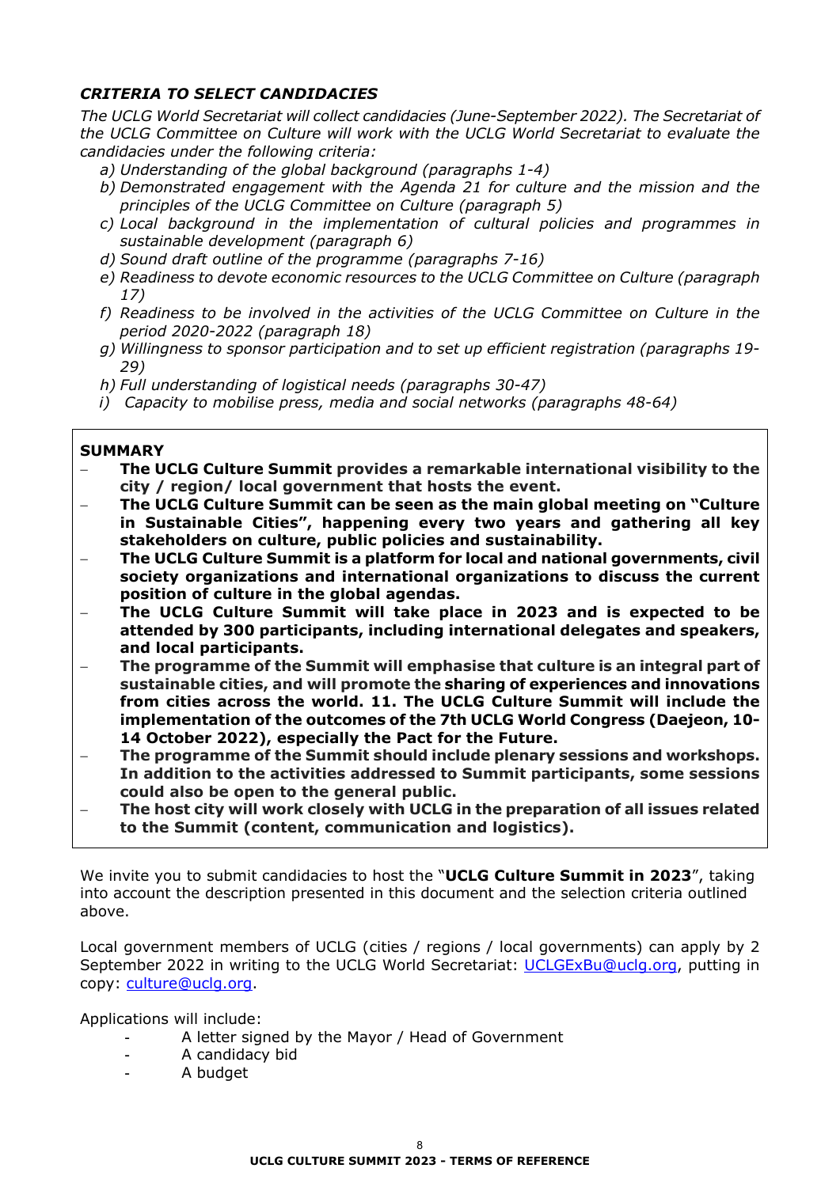### *CRITERIA TO SELECT CANDIDACIES*

*The UCLG World Secretariat will collect candidacies (June-September 2022). The Secretariat of the UCLG Committee on Culture will work with the UCLG World Secretariat to evaluate the candidacies under the following criteria:*

*a) Understanding of the global background (paragraphs 1-4)*
*b) Demonstrated engagement with the Agenda 21 for culture and the mission and the principles of the UCLG Committee on Culture (paragraph 5)*
*c) Local background in the implementation of cultural policies and programmes in sustainable development (paragraph 6)*
*d) Sound draft outline of the programme (paragraphs 7-16)*
*e) Readiness to devote economic resources to the UCLG Committee on Culture (paragraph 17)*
*f) Readiness to be involved in the activities of the UCLG Committee on Culture in the period 2020-2022 (paragraph 18)*
*g) Willingness to sponsor participation and to set up efficient registration (paragraphs 19-29)*
*h) Full understanding of logistical needs (paragraphs 30-47)*
*i) Capacity to mobilise press, media and social networks (paragraphs 48-64)*

**SUMMARY**

- **The UCLG Culture Summit provides a remarkable international visibility to the city / region/ local government that hosts the event.**
- **The UCLG Culture Summit can be seen as the main global meeting on "Culture in Sustainable Cities", happening every two years and gathering all key stakeholders on culture, public policies and sustainability.**
- **The UCLG Culture Summit is a platform for local and national governments, civil society organizations and international organizations to discuss the current position of culture in the global agendas.**
- **The UCLG Culture Summit will take place in 2023 and is expected to be attended by 300 participants, including international delegates and speakers, and local participants.**
- **The programme of the Summit will emphasise that culture is an integral part of sustainable cities, and will promote the sharing of experiences and innovations from cities across the world. 11. The UCLG Culture Summit will include the implementation of the outcomes of the 7th UCLG World Congress (Daejeon, 10-14 October 2022), especially the Pact for the Future.**
- **The programme of the Summit should include plenary sessions and workshops. In addition to the activities addressed to Summit participants, some sessions could also be open to the general public.**
- **The host city will work closely with UCLG in the preparation of all issues related to the Summit (content, communication and logistics).**

We invite you to submit candidacies to host the "**UCLG Culture Summit in 2023**", taking into account the description presented in this document and the selection criteria outlined above.

Local government members of UCLG (cities / regions / local governments) can apply by 2 September 2022 in writing to the UCLG World Secretariat: UCLGExBu@uclg.org, putting in copy: culture@uclg.org.

Applications will include:

- A letter signed by the Mayor / Head of Government
- A candidacy bid
- A budget